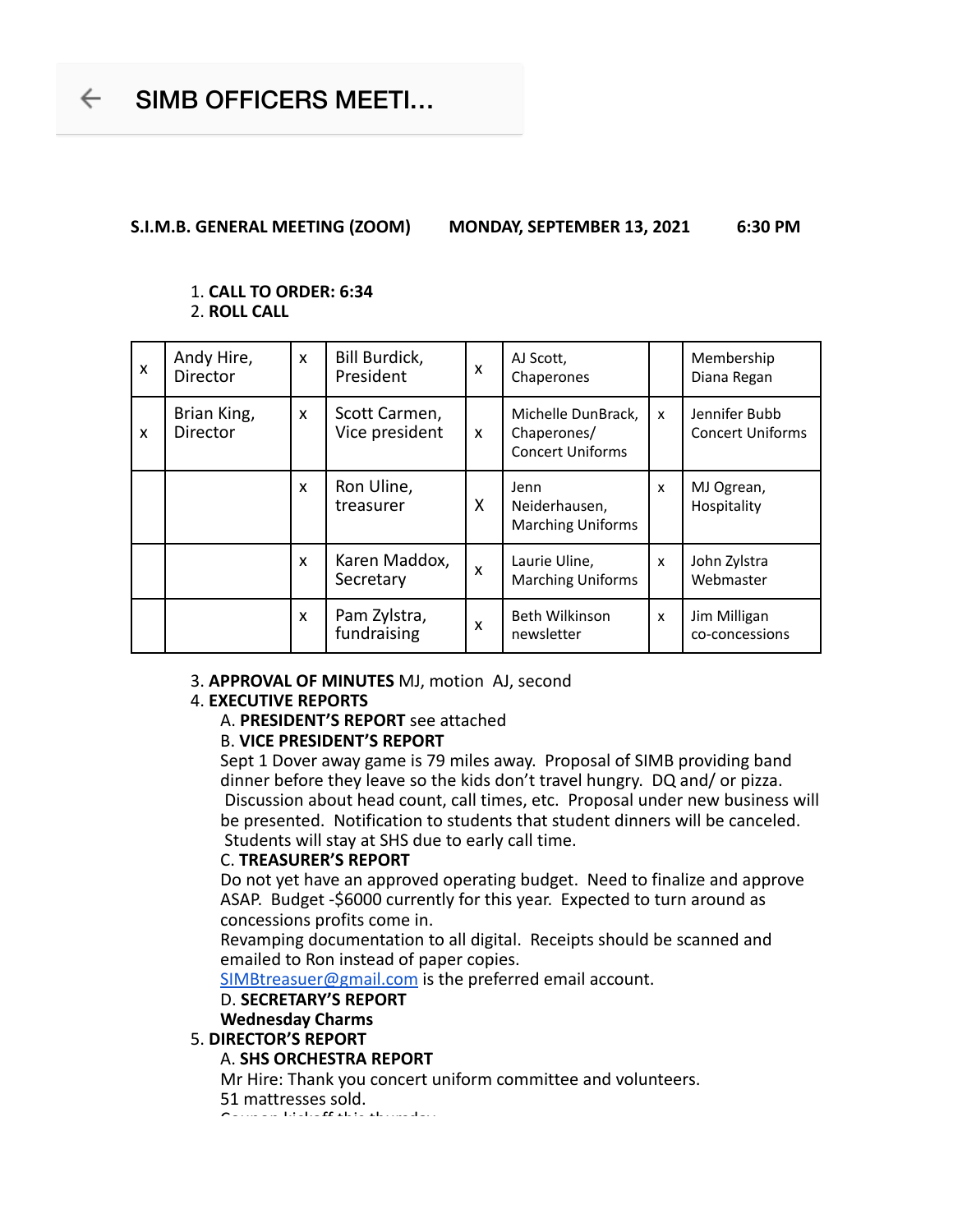SIMB OFFICERS MEETI...

**S.I.M.B. GENERAL MEETING (ZOOM) MONDAY, SEPTEMBER 13, 2021 6:30 PM**

1. **CALL TO ORDER: 6:34**
2. **ROLL CALL**

| | | | | | | | |
|---|---|---|---|---|---|---|---|
| x | Andy Hire, Director | x | Bill Burdick, President | x | AJ Scott, Chaperones | | Membership Diana Regan |
| x | Brian King, Director | x | Scott Carmen, Vice president | x | Michelle DunBrack, Chaperones/ Concert Uniforms | x | Jennifer Bubb Concert Uniforms |
| | | x | Ron Uline, treasurer | X | Jenn Neiderhausen, Marching Uniforms | x | MJ Ogrean, Hospitality |
| | | x | Karen Maddox, Secretary | x | Laurie Uline, Marching Uniforms | x | John Zylstra Webmaster |
| | | x | Pam Zylstra, fundraising | x | Beth Wilkinson newsletter | x | Jim Milligan co-concessions |

3. **APPROVAL OF MINUTES** MJ, motion AJ, second
4. **EXECUTIVE REPORTS**
   - A. **PRESIDENT'S REPORT** see attached
   - B. **VICE PRESIDENT'S REPORT**
     Sept 1 Dover away game is 79 miles away. Proposal of SIMB providing band dinner before they leave so the kids don't travel hungry. DQ and/ or pizza. Discussion about head count, call times, etc. Proposal under new business will be presented. Notification to students that student dinners will be canceled. Students will stay at SHS due to early call time.
   - C. **TREASURER'S REPORT**
     Do not yet have an approved operating budget. Need to finalize and approve ASAP. Budget -$6000 currently for this year. Expected to turn around as concessions profits come in.
     Revamping documentation to all digital. Receipts should be scanned and emailed to Ron instead of paper copies.
     SIMBtreasuer@gmail.com is the preferred email account.
   - D. **SECRETARY'S REPORT**
     **Wednesday Charms**
5. **DIRECTOR'S REPORT**
   - A. **SHS ORCHESTRA REPORT**
     Mr Hire: Thank you concert uniform committee and volunteers.
     51 mattresses sold.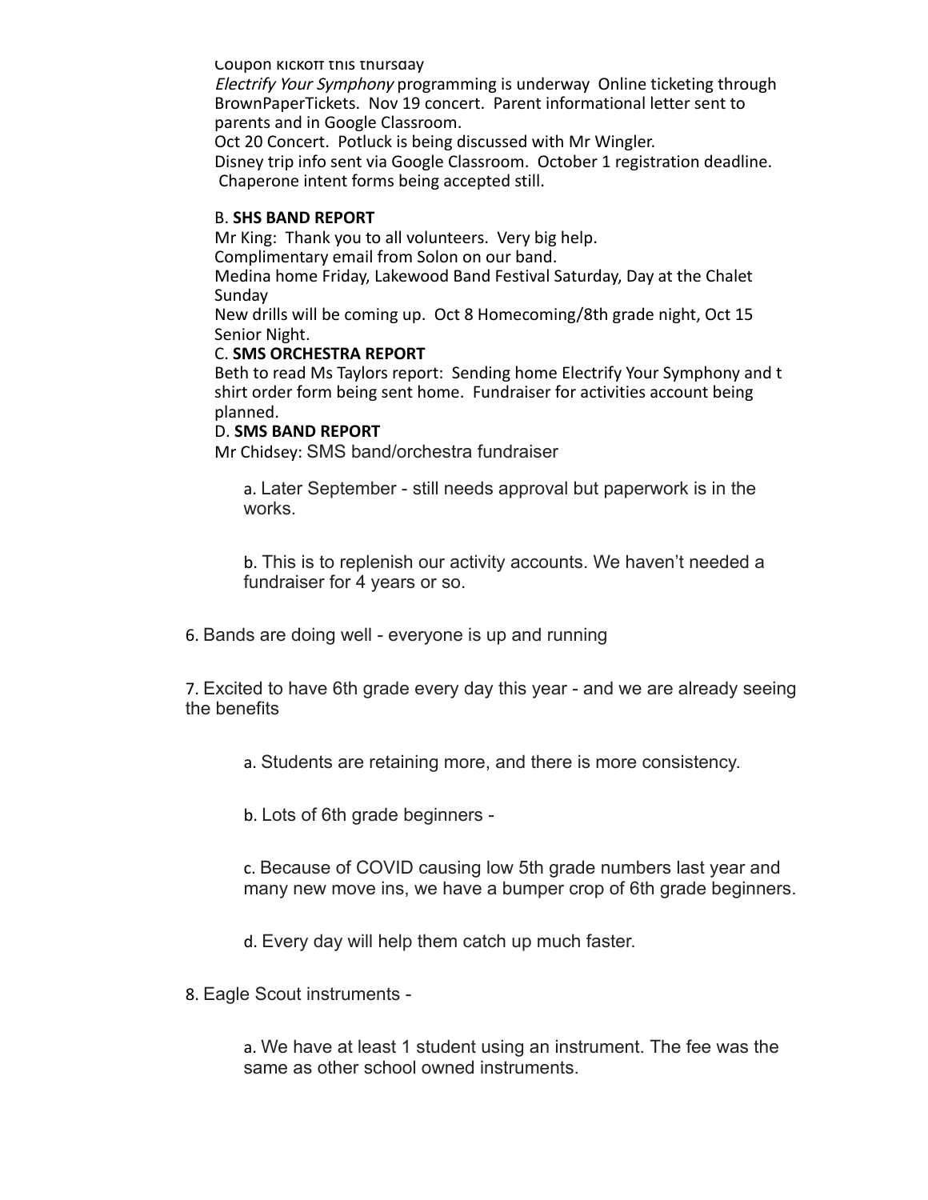Coupon kickoff this thursday

*Electrify Your Symphony* programming is underway Online ticketing through BrownPaperTickets. Nov 19 concert. Parent informational letter sent to parents and in Google Classroom.

Oct 20 Concert. Potluck is being discussed with Mr Wingler.

Disney trip info sent via Google Classroom. October 1 registration deadline. Chaperone intent forms being accepted still.

B. **SHS BAND REPORT**

Mr King: Thank you to all volunteers. Very big help.

Complimentary email from Solon on our band.

Medina home Friday, Lakewood Band Festival Saturday, Day at the Chalet Sunday

New drills will be coming up. Oct 8 Homecoming/8th grade night, Oct 15 Senior Night.

C. **SMS ORCHESTRA REPORT**

Beth to read Ms Taylors report: Sending home Electrify Your Symphony and t shirt order form being sent home. Fundraiser for activities account being planned.

D. **SMS BAND REPORT**

Mr Chidsey: SMS band/orchestra fundraiser

a. Later September - still needs approval but paperwork is in the works.

b. This is to replenish our activity accounts. We haven't needed a fundraiser for 4 years or so.

6. Bands are doing well - everyone is up and running

7. Excited to have 6th grade every day this year - and we are already seeing the benefits

a. Students are retaining more, and there is more consistency.

b. Lots of 6th grade beginners -

c. Because of COVID causing low 5th grade numbers last year and many new move ins, we have a bumper crop of 6th grade beginners.

d. Every day will help them catch up much faster.

8. Eagle Scout instruments -

a. We have at least 1 student using an instrument. The fee was the same as other school owned instruments.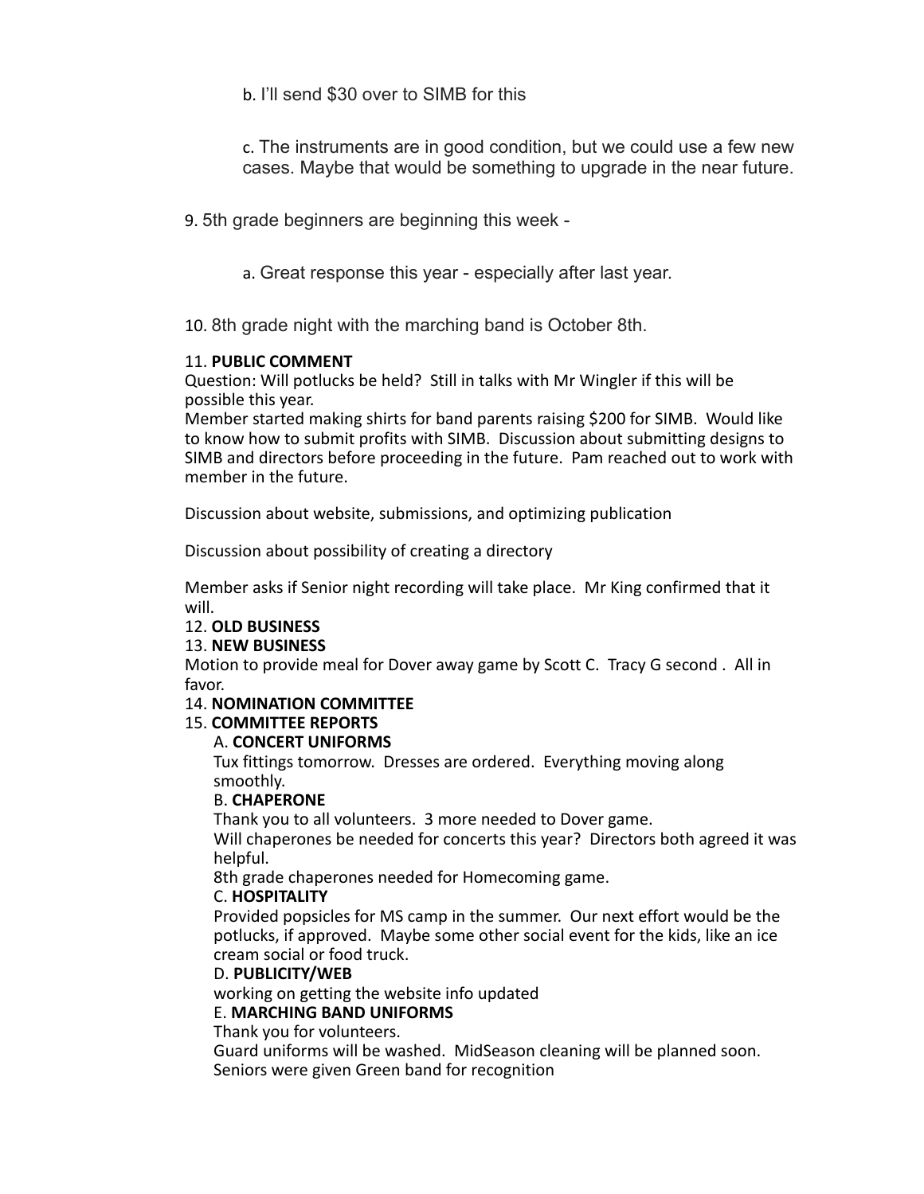b. I'll send $30 over to SIMB for this

c. The instruments are in good condition, but we could use a few new cases. Maybe that would be something to upgrade in the near future.

9. 5th grade beginners are beginning this week -

a. Great response this year - especially after last year.

10. 8th grade night with the marching band is October 8th.

11. **PUBLIC COMMENT**

Question: Will potlucks be held? Still in talks with Mr Wingler if this will be possible this year.

Member started making shirts for band parents raising $200 for SIMB. Would like to know how to submit profits with SIMB. Discussion about submitting designs to SIMB and directors before proceeding in the future. Pam reached out to work with member in the future.

Discussion about website, submissions, and optimizing publication

Discussion about possibility of creating a directory

Member asks if Senior night recording will take place. Mr King confirmed that it will.

12. **OLD BUSINESS**

13. **NEW BUSINESS**

Motion to provide meal for Dover away game by Scott C. Tracy G second . All in favor.

14. **NOMINATION COMMITTEE**

15. **COMMITTEE REPORTS**

A. **CONCERT UNIFORMS**

Tux fittings tomorrow. Dresses are ordered. Everything moving along smoothly.

B. **CHAPERONE**

Thank you to all volunteers. 3 more needed to Dover game.

Will chaperones be needed for concerts this year? Directors both agreed it was helpful.

8th grade chaperones needed for Homecoming game.

C. **HOSPITALITY**

Provided popsicles for MS camp in the summer. Our next effort would be the potlucks, if approved. Maybe some other social event for the kids, like an ice cream social or food truck.

D. **PUBLICITY/WEB**

working on getting the website info updated

E. **MARCHING BAND UNIFORMS**

Thank you for volunteers.

Guard uniforms will be washed. MidSeason cleaning will be planned soon.

Seniors were given Green band for recognition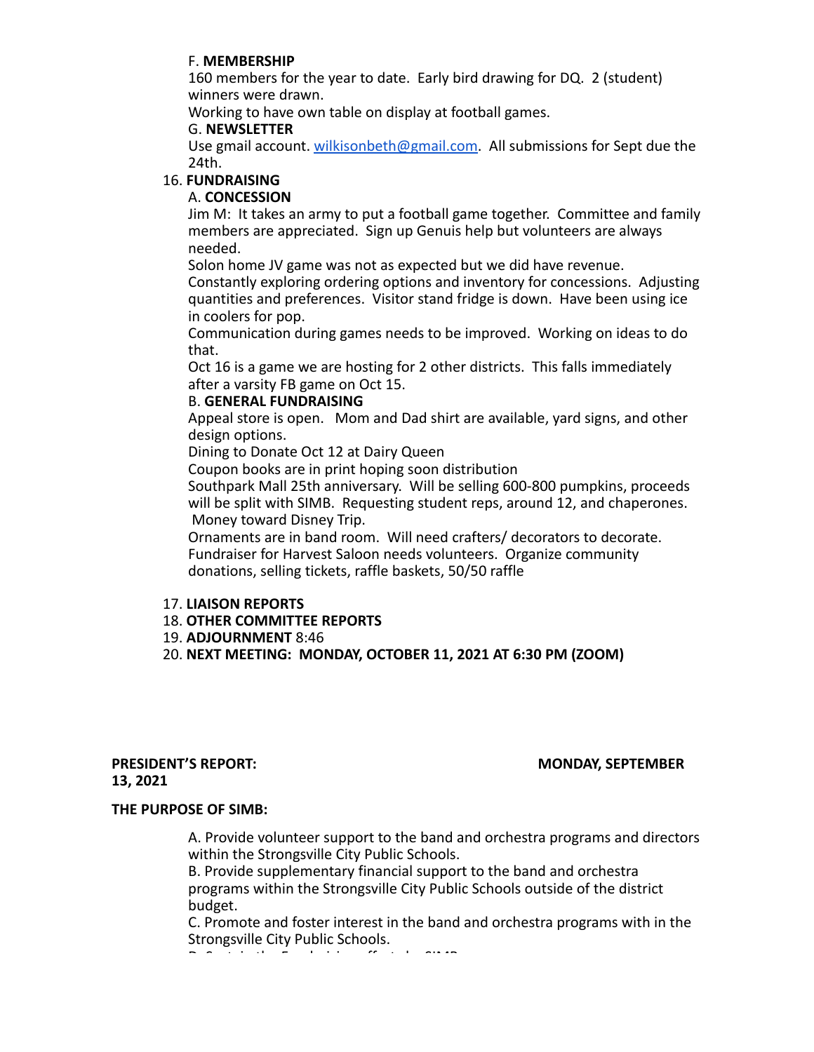F. **MEMBERSHIP**
160 members for the year to date. Early bird drawing for DQ. 2 (student) winners were drawn.
Working to have own table on display at football games.

G. **NEWSLETTER**
Use gmail account. wilkisonbeth@gmail.com. All submissions for Sept due the 24th.

16. **FUNDRAISING**

A. **CONCESSION**
Jim M: It takes an army to put a football game together. Committee and family members are appreciated. Sign up Genuis help but volunteers are always needed.
Solon home JV game was not as expected but we did have revenue.
Constantly exploring ordering options and inventory for concessions. Adjusting quantities and preferences. Visitor stand fridge is down. Have been using ice in coolers for pop.
Communication during games needs to be improved. Working on ideas to do that.
Oct 16 is a game we are hosting for 2 other districts. This falls immediately after a varsity FB game on Oct 15.

B. **GENERAL FUNDRAISING**
Appeal store is open. Mom and Dad shirt are available, yard signs, and other design options.
Dining to Donate Oct 12 at Dairy Queen
Coupon books are in print hoping soon distribution
Southpark Mall 25th anniversary. Will be selling 600-800 pumpkins, proceeds will be split with SIMB. Requesting student reps, around 12, and chaperones. Money toward Disney Trip.
Ornaments are in band room. Will need crafters/ decorators to decorate.
Fundraiser for Harvest Saloon needs volunteers. Organize community donations, selling tickets, raffle baskets, 50/50 raffle

17. **LIAISON REPORTS**
18. **OTHER COMMITTEE REPORTS**
19. **ADJOURNMENT** 8:46
20. **NEXT MEETING: MONDAY, OCTOBER 11, 2021 AT 6:30 PM (ZOOM)**

**PRESIDENT'S REPORT: MONDAY, SEPTEMBER 13, 2021**

**THE PURPOSE OF SIMB:**

A. Provide volunteer support to the band and orchestra programs and directors within the Strongsville City Public Schools.
B. Provide supplementary financial support to the band and orchestra programs within the Strongsville City Public Schools outside of the district budget.
C. Promote and foster interest in the band and orchestra programs with in the Strongsville City Public Schools.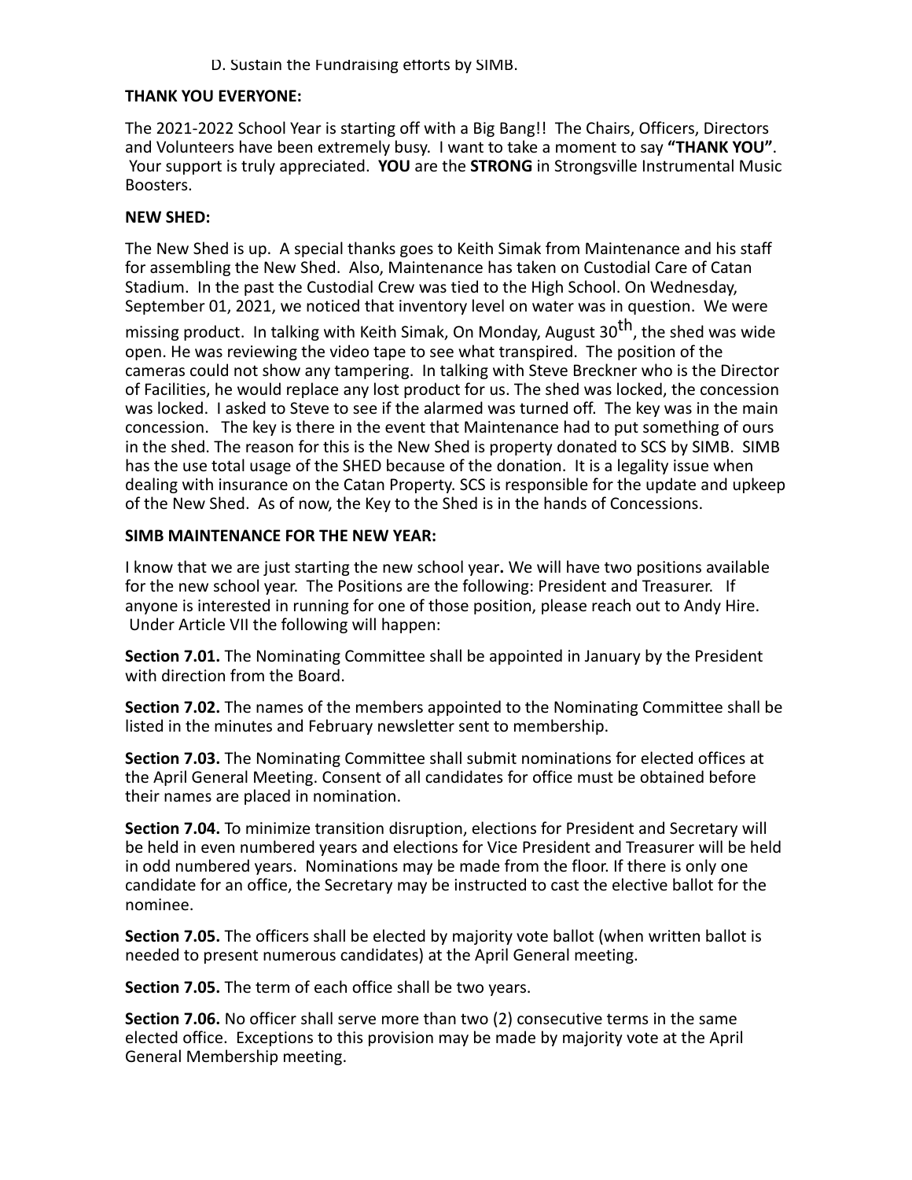D. Sustain the Fundraising efforts by SIMB.

**THANK YOU EVERYONE:**

The 2021-2022 School Year is starting off with a Big Bang!! The Chairs, Officers, Directors and Volunteers have been extremely busy. I want to take a moment to say **"THANK YOU"**. Your support is truly appreciated. **YOU** are the **STRONG** in Strongsville Instrumental Music Boosters.

**NEW SHED:**

The New Shed is up. A special thanks goes to Keith Simak from Maintenance and his staff for assembling the New Shed. Also, Maintenance has taken on Custodial Care of Catan Stadium. In the past the Custodial Crew was tied to the High School. On Wednesday, September 01, 2021, we noticed that inventory level on water was in question. We were missing product. In talking with Keith Simak, On Monday, August 30th, the shed was wide open. He was reviewing the video tape to see what transpired. The position of the cameras could not show any tampering. In talking with Steve Breckner who is the Director of Facilities, he would replace any lost product for us. The shed was locked, the concession was locked. I asked to Steve to see if the alarmed was turned off. The key was in the main concession. The key is there in the event that Maintenance had to put something of ours in the shed. The reason for this is the New Shed is property donated to SCS by SIMB. SIMB has the use total usage of the SHED because of the donation. It is a legality issue when dealing with insurance on the Catan Property. SCS is responsible for the update and upkeep of the New Shed. As of now, the Key to the Shed is in the hands of Concessions.

**SIMB MAINTENANCE FOR THE NEW YEAR:**

I know that we are just starting the new school year**.** We will have two positions available for the new school year. The Positions are the following: President and Treasurer. If anyone is interested in running for one of those position, please reach out to Andy Hire. Under Article VII the following will happen:

**Section 7.01.** The Nominating Committee shall be appointed in January by the President with direction from the Board.

**Section 7.02.** The names of the members appointed to the Nominating Committee shall be listed in the minutes and February newsletter sent to membership.

**Section 7.03.** The Nominating Committee shall submit nominations for elected offices at the April General Meeting. Consent of all candidates for office must be obtained before their names are placed in nomination.

**Section 7.04.** To minimize transition disruption, elections for President and Secretary will be held in even numbered years and elections for Vice President and Treasurer will be held in odd numbered years. Nominations may be made from the floor. If there is only one candidate for an office, the Secretary may be instructed to cast the elective ballot for the nominee.

**Section 7.05.** The officers shall be elected by majority vote ballot (when written ballot is needed to present numerous candidates) at the April General meeting.

**Section 7.05.** The term of each office shall be two years.

**Section 7.06.** No officer shall serve more than two (2) consecutive terms in the same elected office. Exceptions to this provision may be made by majority vote at the April General Membership meeting.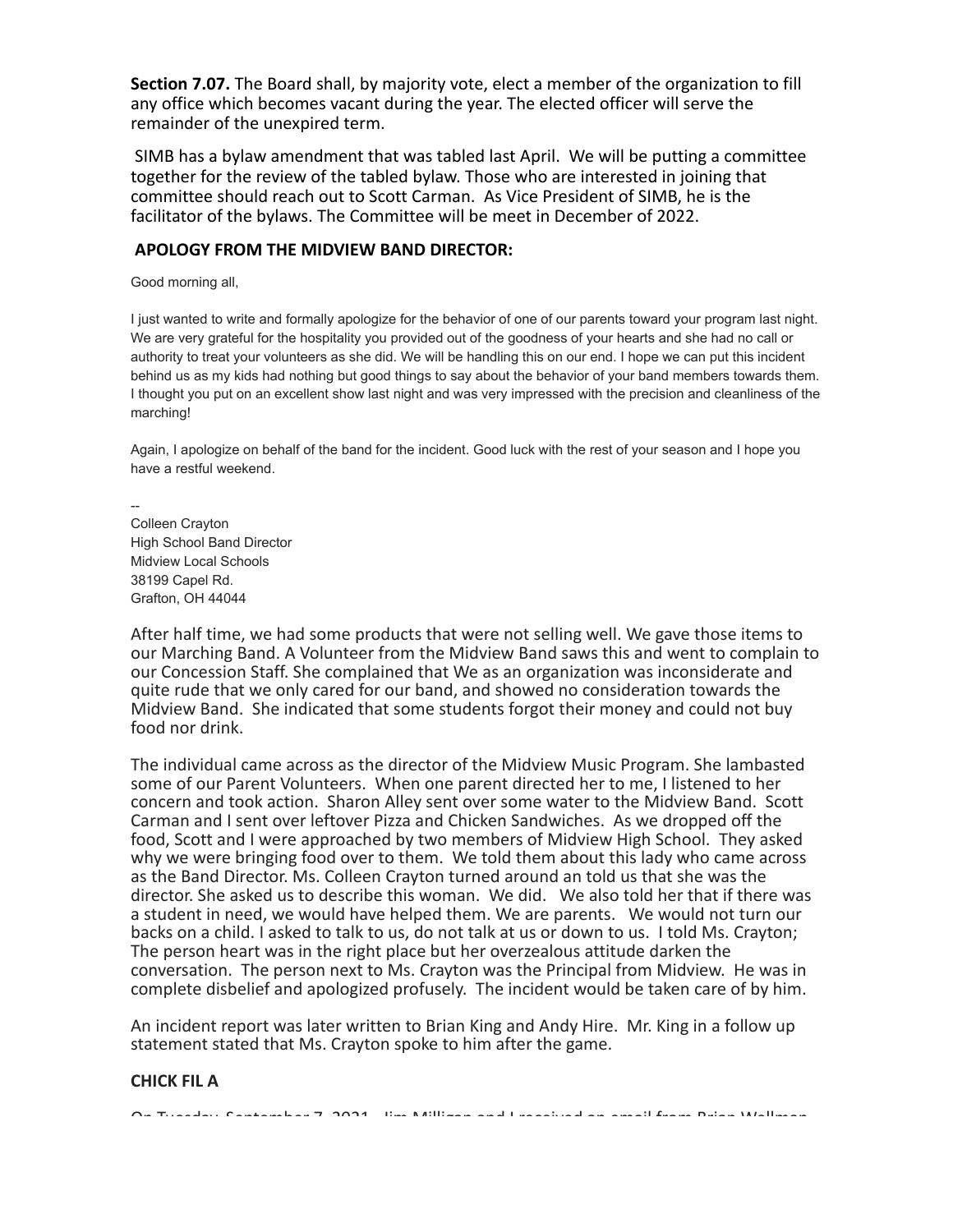**Section 7.07.** The Board shall, by majority vote, elect a member of the organization to fill any office which becomes vacant during the year. The elected officer will serve the remainder of the unexpired term.

SIMB has a bylaw amendment that was tabled last April. We will be putting a committee together for the review of the tabled bylaw. Those who are interested in joining that committee should reach out to Scott Carman. As Vice President of SIMB, he is the facilitator of the bylaws. The Committee will be meet in December of 2022.

**APOLOGY FROM THE MIDVIEW BAND DIRECTOR:**

Good morning all,

I just wanted to write and formally apologize for the behavior of one of our parents toward your program last night. We are very grateful for the hospitality you provided out of the goodness of your hearts and she had no call or authority to treat your volunteers as she did. We will be handling this on our end. I hope we can put this incident behind us as my kids had nothing but good things to say about the behavior of your band members towards them. I thought you put on an excellent show last night and was very impressed with the precision and cleanliness of the marching!

Again, I apologize on behalf of the band for the incident. Good luck with the rest of your season and I hope you have a restful weekend.

--
Colleen Crayton
High School Band Director
Midview Local Schools
38199 Capel Rd.
Grafton, OH 44044

After half time, we had some products that were not selling well. We gave those items to our Marching Band. A Volunteer from the Midview Band saws this and went to complain to our Concession Staff. She complained that We as an organization was inconsiderate and quite rude that we only cared for our band, and showed no consideration towards the Midview Band. She indicated that some students forgot their money and could not buy food nor drink.

The individual came across as the director of the Midview Music Program. She lambasted some of our Parent Volunteers. When one parent directed her to me, I listened to her concern and took action. Sharon Alley sent over some water to the Midview Band. Scott Carman and I sent over leftover Pizza and Chicken Sandwiches. As we dropped off the food, Scott and I were approached by two members of Midview High School. They asked why we were bringing food over to them. We told them about this lady who came across as the Band Director. Ms. Colleen Crayton turned around an told us that she was the director. She asked us to describe this woman. We did. We also told her that if there was a student in need, we would have helped them. We are parents. We would not turn our backs on a child. I asked to talk to us, do not talk at us or down to us. I told Ms. Crayton; The person heart was in the right place but her overzealous attitude darken the conversation. The person next to Ms. Crayton was the Principal from Midview. He was in complete disbelief and apologized profusely. The incident would be taken care of by him.

An incident report was later written to Brian King and Andy Hire. Mr. King in a follow up statement stated that Ms. Crayton spoke to him after the game.

**CHICK FIL A**

On Tuesday, September 7, 2021, Jim Milligan and I received an email from Brian Wellman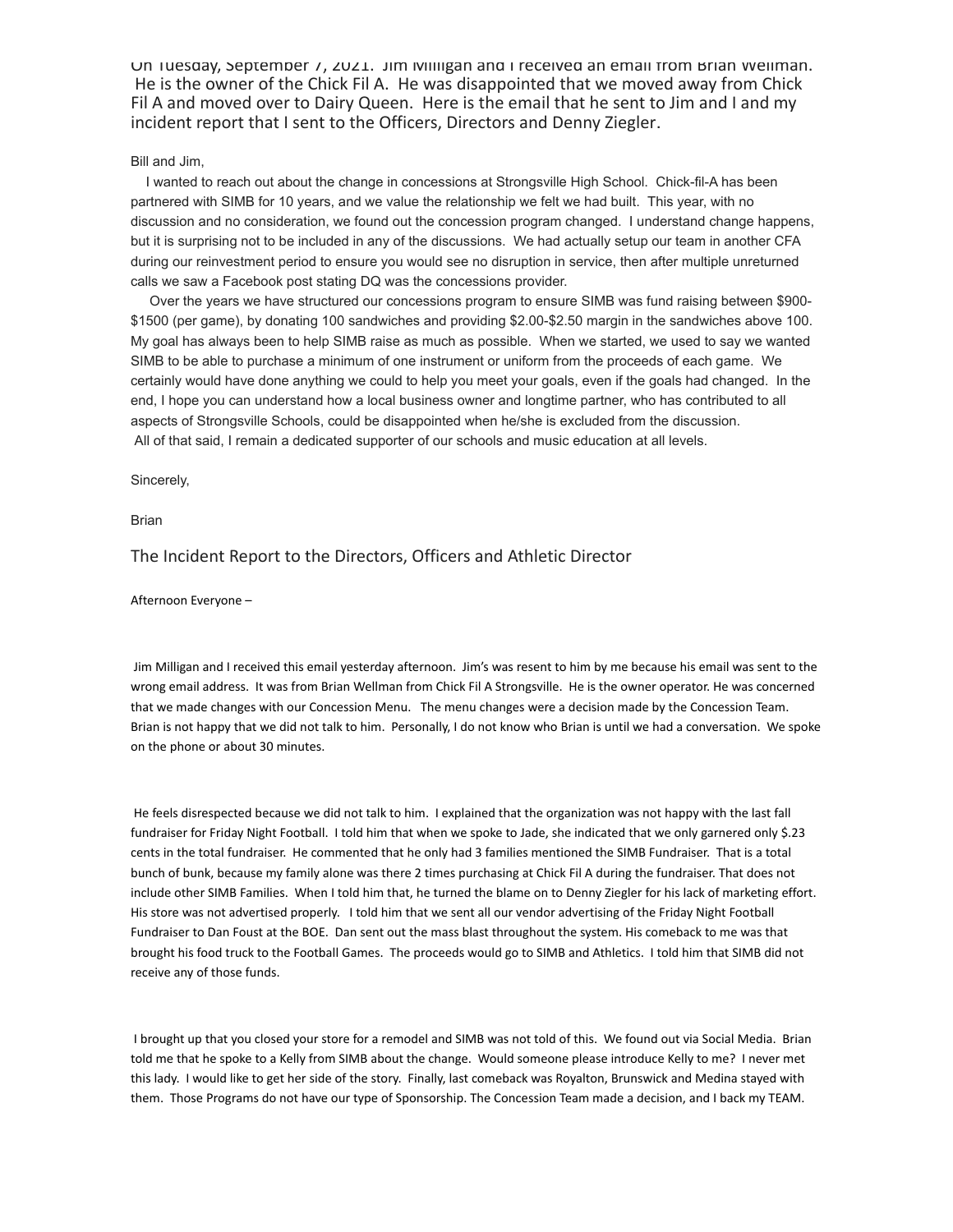On Tuesday, September 7, 2021. Jim Milligan and I received an email from Brian Wellman. He is the owner of the Chick Fil A. He was disappointed that we moved away from Chick Fil A and moved over to Dairy Queen. Here is the email that he sent to Jim and I and my incident report that I sent to the Officers, Directors and Denny Ziegler.

Bill and Jim,

I wanted to reach out about the change in concessions at Strongsville High School. Chick-fil-A has been partnered with SIMB for 10 years, and we value the relationship we felt we had built. This year, with no discussion and no consideration, we found out the concession program changed. I understand change happens, but it is surprising not to be included in any of the discussions. We had actually setup our team in another CFA during our reinvestment period to ensure you would see no disruption in service, then after multiple unreturned calls we saw a Facebook post stating DQ was the concessions provider.

Over the years we have structured our concessions program to ensure SIMB was fund raising between $900-$1500 (per game), by donating 100 sandwiches and providing $2.00-$2.50 margin in the sandwiches above 100. My goal has always been to help SIMB raise as much as possible. When we started, we used to say we wanted SIMB to be able to purchase a minimum of one instrument or uniform from the proceeds of each game. We certainly would have done anything we could to help you meet your goals, even if the goals had changed. In the end, I hope you can understand how a local business owner and longtime partner, who has contributed to all aspects of Strongsville Schools, could be disappointed when he/she is excluded from the discussion. All of that said, I remain a dedicated supporter of our schools and music education at all levels.

Sincerely,

Brian

## The Incident Report to the Directors, Officers and Athletic Director

Afternoon Everyone –

Jim Milligan and I received this email yesterday afternoon. Jim's was resent to him by me because his email was sent to the wrong email address. It was from Brian Wellman from Chick Fil A Strongsville. He is the owner operator. He was concerned that we made changes with our Concession Menu. The menu changes were a decision made by the Concession Team. Brian is not happy that we did not talk to him. Personally, I do not know who Brian is until we had a conversation. We spoke on the phone or about 30 minutes.

He feels disrespected because we did not talk to him. I explained that the organization was not happy with the last fall fundraiser for Friday Night Football. I told him that when we spoke to Jade, she indicated that we only garnered only $.23 cents in the total fundraiser. He commented that he only had 3 families mentioned the SIMB Fundraiser. That is a total bunch of bunk, because my family alone was there 2 times purchasing at Chick Fil A during the fundraiser. That does not include other SIMB Families. When I told him that, he turned the blame on to Denny Ziegler for his lack of marketing effort. His store was not advertised properly. I told him that we sent all our vendor advertising of the Friday Night Football Fundraiser to Dan Foust at the BOE. Dan sent out the mass blast throughout the system. His comeback to me was that brought his food truck to the Football Games. The proceeds would go to SIMB and Athletics. I told him that SIMB did not receive any of those funds.

I brought up that you closed your store for a remodel and SIMB was not told of this. We found out via Social Media. Brian told me that he spoke to a Kelly from SIMB about the change. Would someone please introduce Kelly to me? I never met this lady. I would like to get her side of the story. Finally, last comeback was Royalton, Brunswick and Medina stayed with them. Those Programs do not have our type of Sponsorship. The Concession Team made a decision, and I back my TEAM.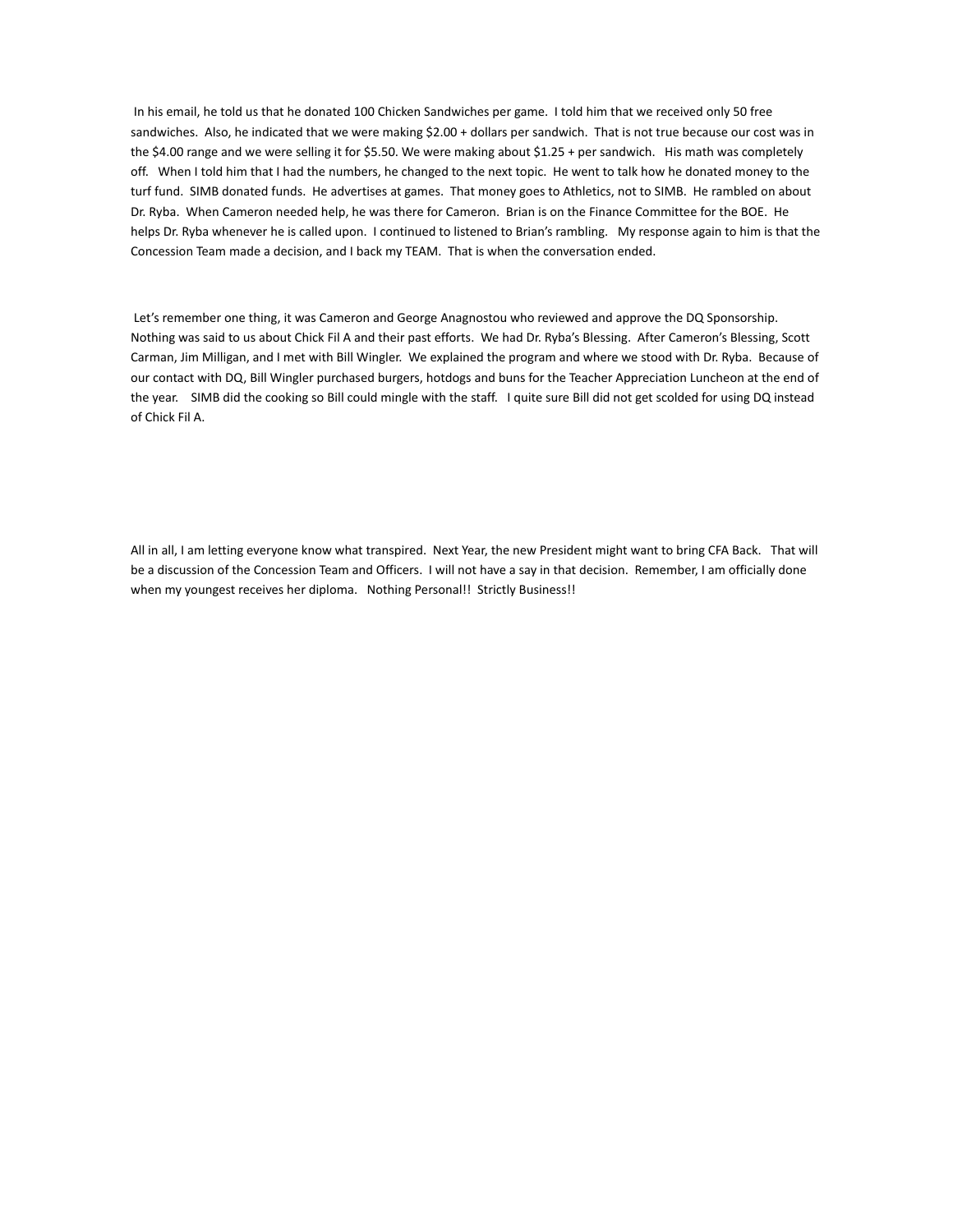In his email, he told us that he donated 100 Chicken Sandwiches per game. I told him that we received only 50 free sandwiches. Also, he indicated that we were making $2.00 + dollars per sandwich. That is not true because our cost was in the $4.00 range and we were selling it for $5.50. We were making about $1.25 + per sandwich. His math was completely off. When I told him that I had the numbers, he changed to the next topic. He went to talk how he donated money to the turf fund. SIMB donated funds. He advertises at games. That money goes to Athletics, not to SIMB. He rambled on about Dr. Ryba. When Cameron needed help, he was there for Cameron. Brian is on the Finance Committee for the BOE. He helps Dr. Ryba whenever he is called upon. I continued to listened to Brian's rambling. My response again to him is that the Concession Team made a decision, and I back my TEAM. That is when the conversation ended.

Let's remember one thing, it was Cameron and George Anagnostou who reviewed and approve the DQ Sponsorship. Nothing was said to us about Chick Fil A and their past efforts. We had Dr. Ryba's Blessing. After Cameron's Blessing, Scott Carman, Jim Milligan, and I met with Bill Wingler. We explained the program and where we stood with Dr. Ryba. Because of our contact with DQ, Bill Wingler purchased burgers, hotdogs and buns for the Teacher Appreciation Luncheon at the end of the year. SIMB did the cooking so Bill could mingle with the staff. I quite sure Bill did not get scolded for using DQ instead of Chick Fil A.

All in all, I am letting everyone know what transpired. Next Year, the new President might want to bring CFA Back. That will be a discussion of the Concession Team and Officers. I will not have a say in that decision. Remember, I am officially done when my youngest receives her diploma. Nothing Personal!! Strictly Business!!